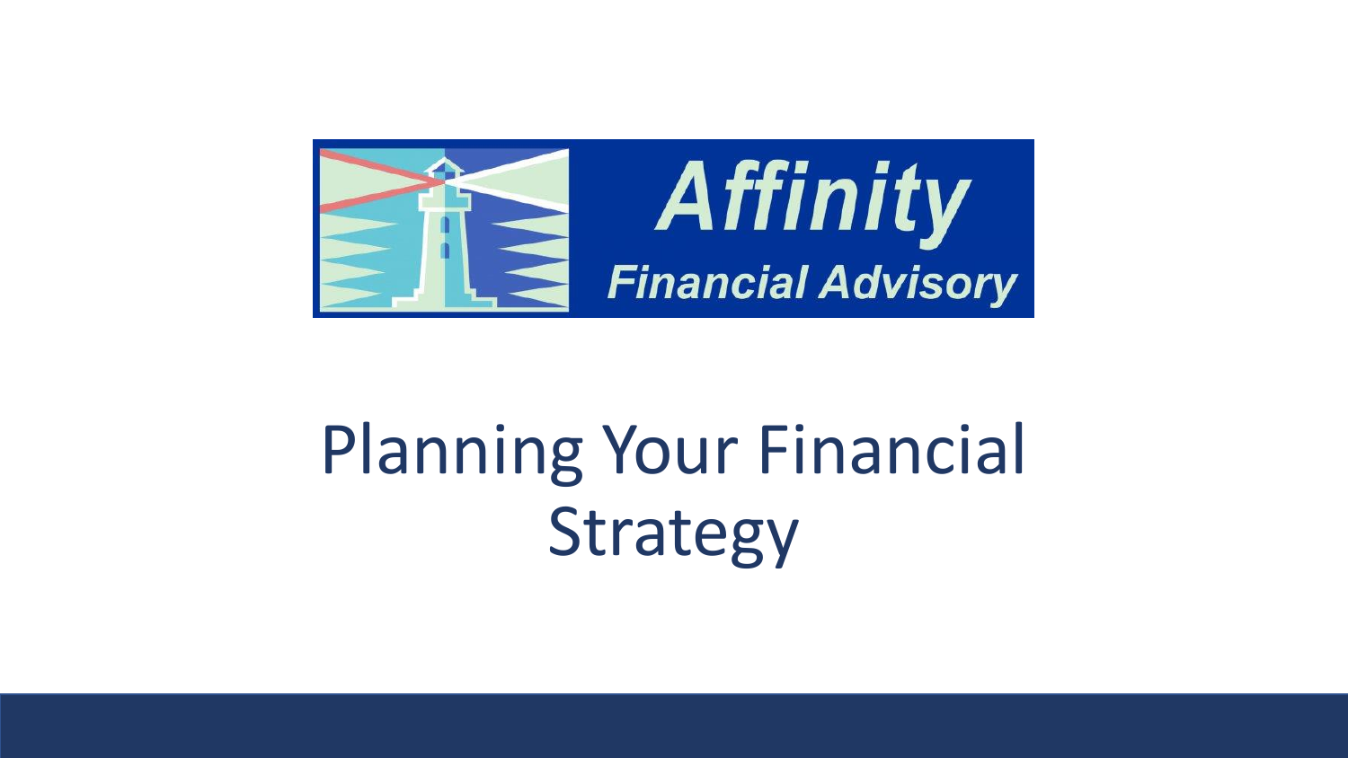Affinity

Financial Advisory

# Planning Your Financial Strategy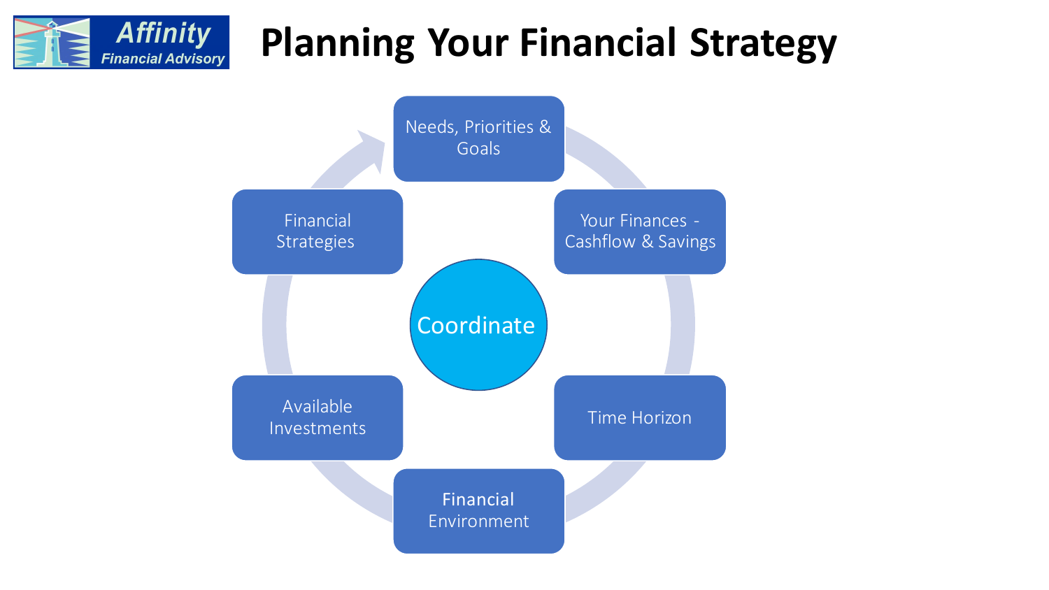# Planning Your Financial Strategy

Affinity Financial Advisory

- Needs, Priorities & Goals
- Your Finances - Cashflow & Savings
- Time Horizon
- Financial Environment
- Available Investments
- Financial Strategies

Coordinate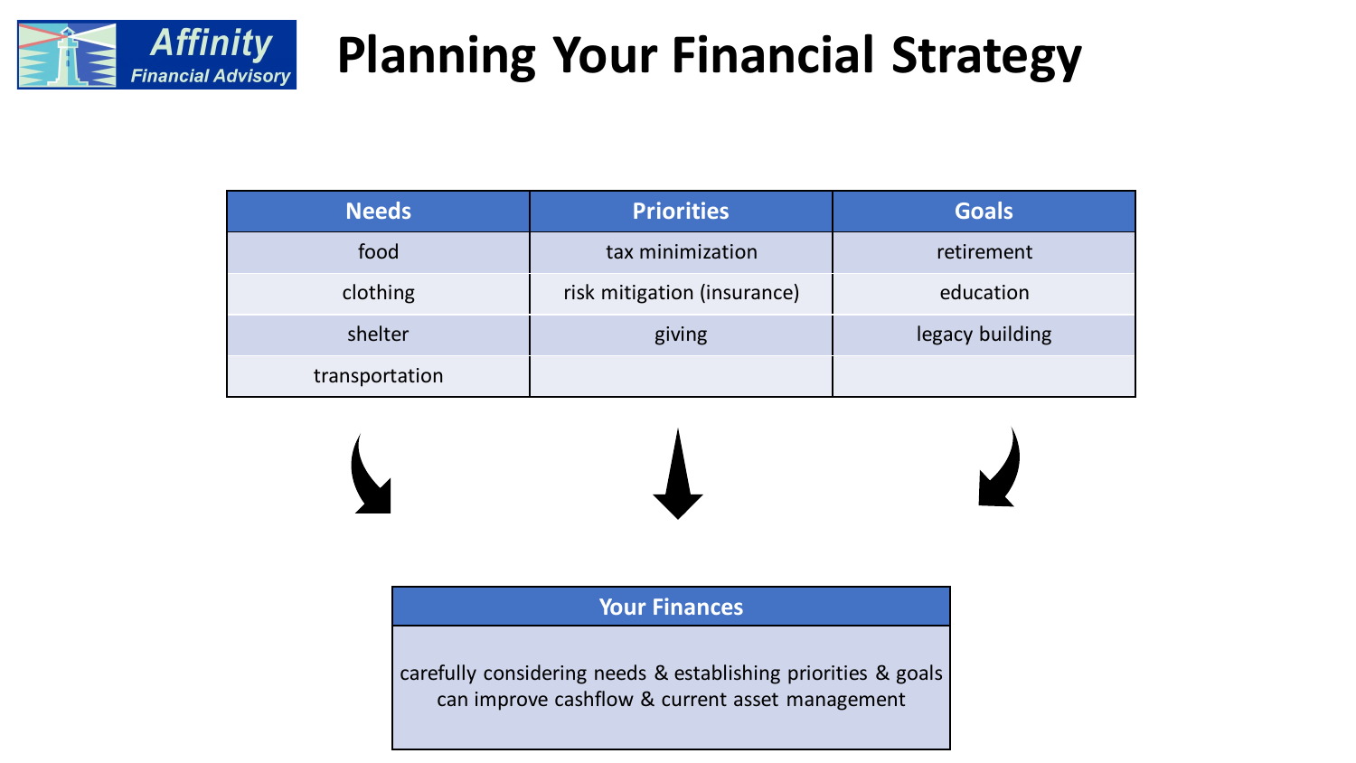Affinity Financial Advisory

# Planning Your Financial Strategy

| Needs | Priorities | Goals |
|---|---|---|
| food | tax minimization | retirement |
| clothing | risk mitigation (insurance) | education |
| shelter | giving | legacy building |
| transportation | | |

| Your Finances |
|---|
| carefully considering needs & establishing priorities & goals can improve cashflow & current asset management |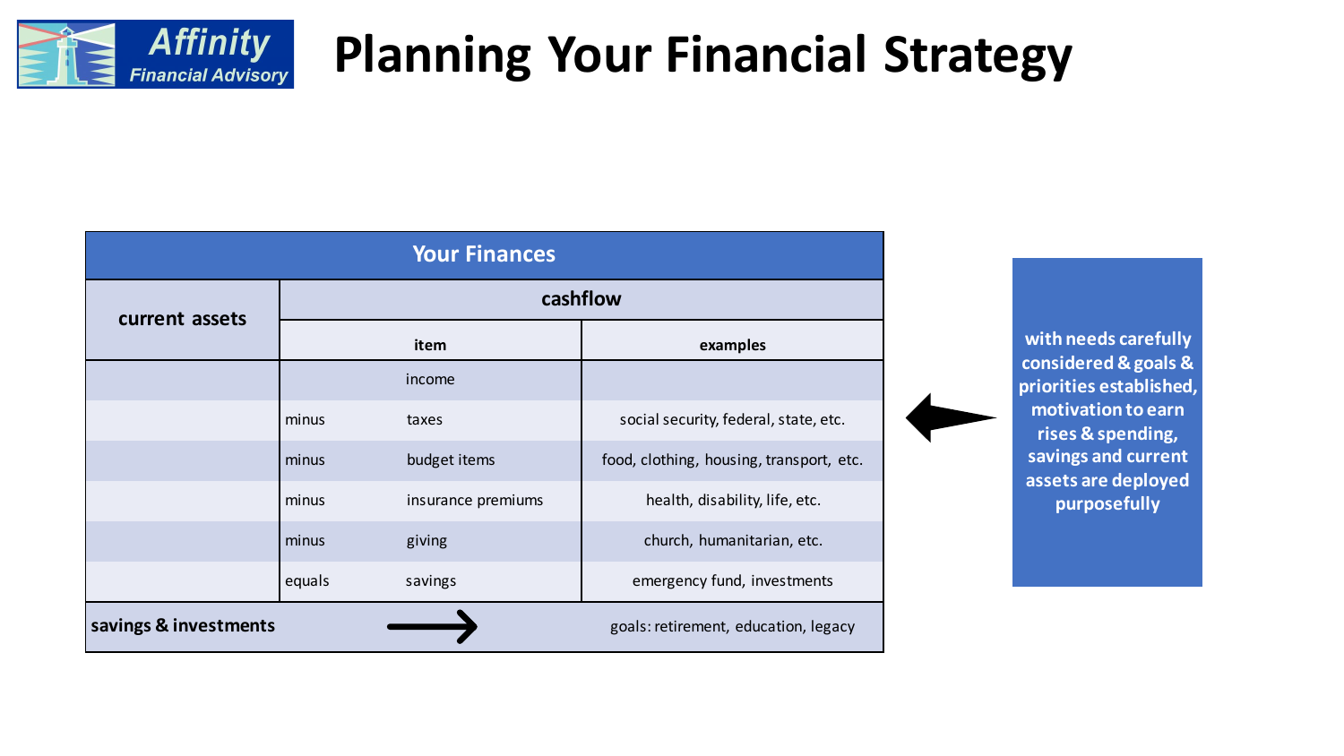# Planning Your Financial Strategy

| Your Finances | | | |
|---|---|---|---|
| **current assets** | **cashflow** | | |
| | **item** | | **examples** |
| | | income | |
| | minus | taxes | social security, federal, state, etc. |
| | minus | budget items | food, clothing, housing, transport, etc. |
| | minus | insurance premiums | health, disability, life, etc. |
| | minus | giving | church, humanitarian, etc. |
| | equals | savings | emergency fund, investments |
| **savings & investments** | → | | goals: retirement, education, legacy |

**with needs carefully considered & goals & priorities established, motivation to earn rises & spending, savings and current assets are deployed purposefully**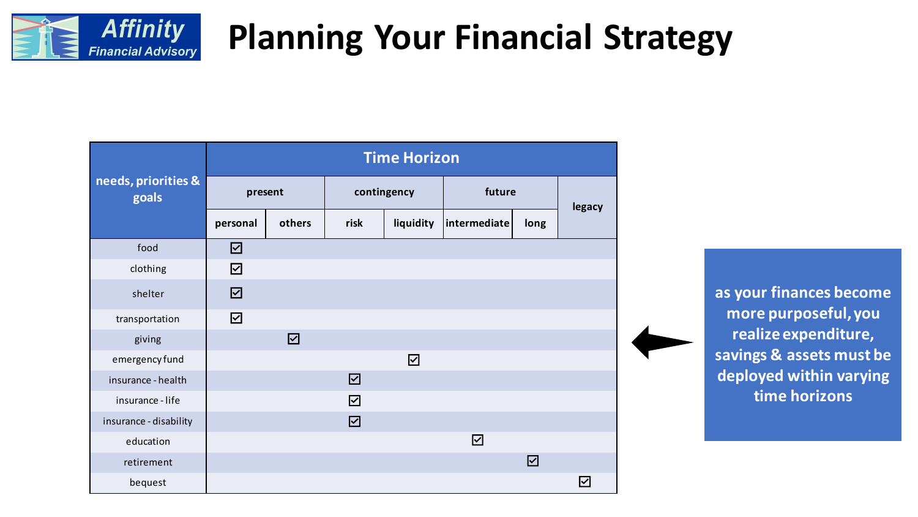# Planning Your Financial Strategy

Affinity Financial Advisory

| needs, priorities & goals | Time Horizon | | | | | | |
|---|---|---|---|---|---|---|---|
| | present | | contingency | | future | | legacy |
| | personal | others | risk | liquidity | intermediate | long | |
| food | ☑ | | | | | | |
| clothing | ☑ | | | | | | |
| shelter | ☑ | | | | | | |
| transportation | ☑ | | | | | | |
| giving | | ☑ | | | | | |
| emergency fund | | | | ☑ | | | |
| insurance - health | | | ☑ | | | | |
| insurance - life | | | ☑ | | | | |
| insurance - disability | | | ☑ | | | | |
| education | | | | | ☑ | | |
| retirement | | | | | | ☑ | |
| bequest | | | | | | | ☑ |

**as your finances become more purposeful, you realize expenditure, savings & assets must be deployed within varying time horizons**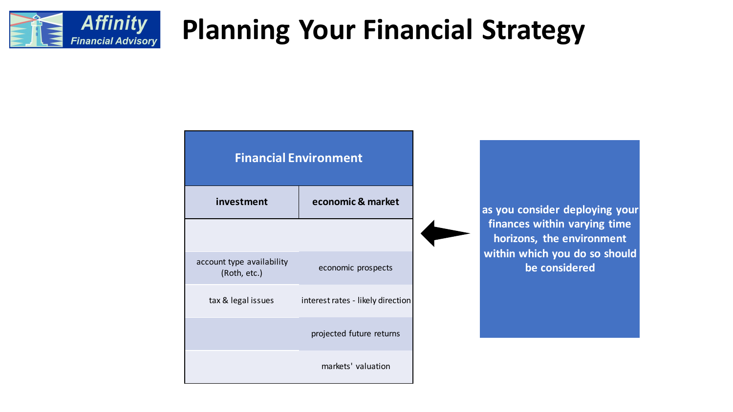# Planning Your Financial Strategy

| Financial Environment | |
|---|---|
| **investment** | **economic & market** |
| | |
| account type availability (Roth, etc.) | economic prospects |
| tax & legal issues | interest rates - likely direction |
| | projected future returns |
| | markets' valuation |

**as you consider deploying your finances within varying time horizons, the environment within which you do so should be considered**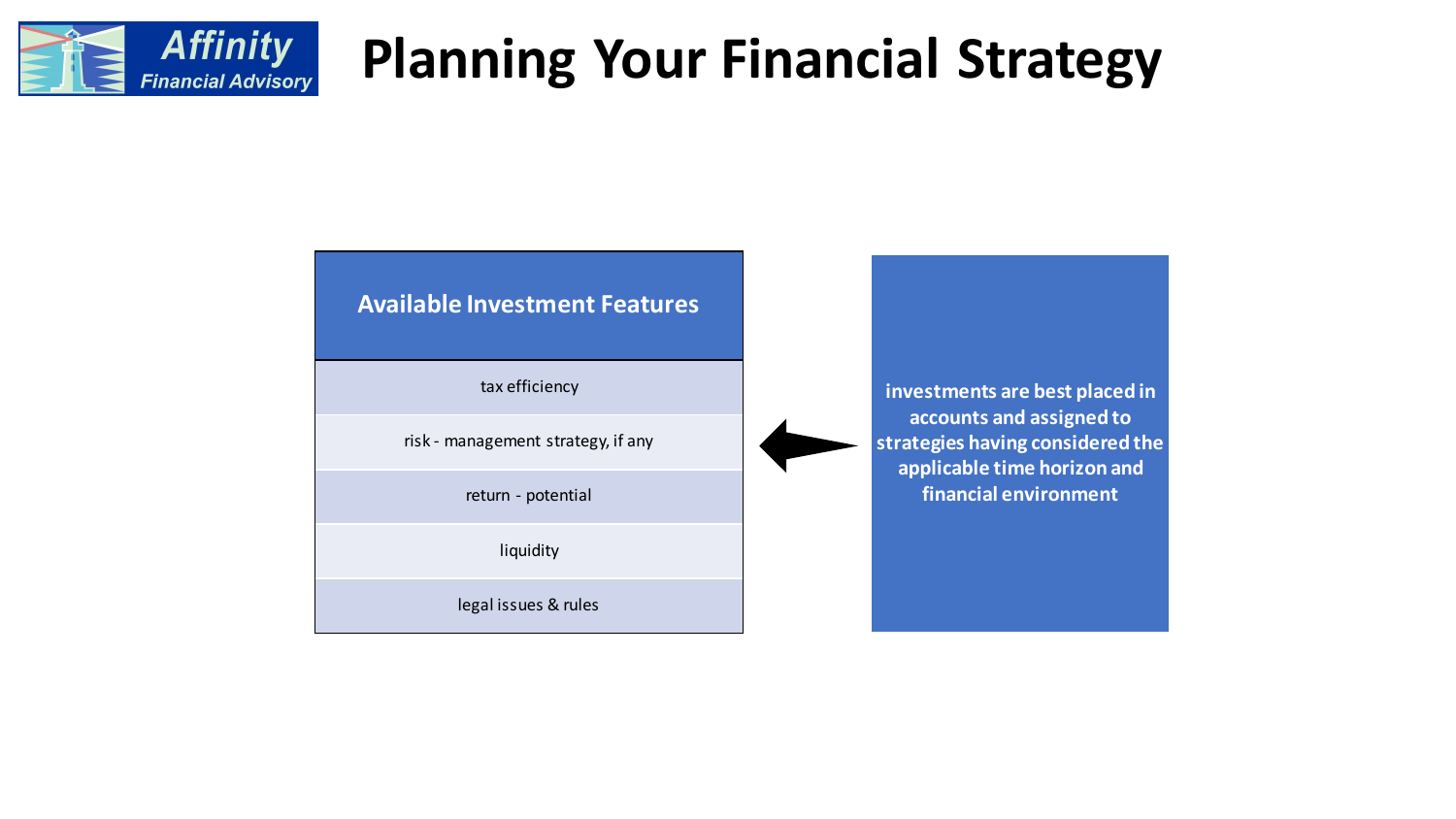# Planning Your Financial Strategy

| Available Investment Features |
| --- |
| tax efficiency |
| risk - management strategy, if any |
| return - potential |
| liquidity |
| legal issues & rules |

**investments are best placed in accounts and assigned to strategies having considered the applicable time horizon and financial environment**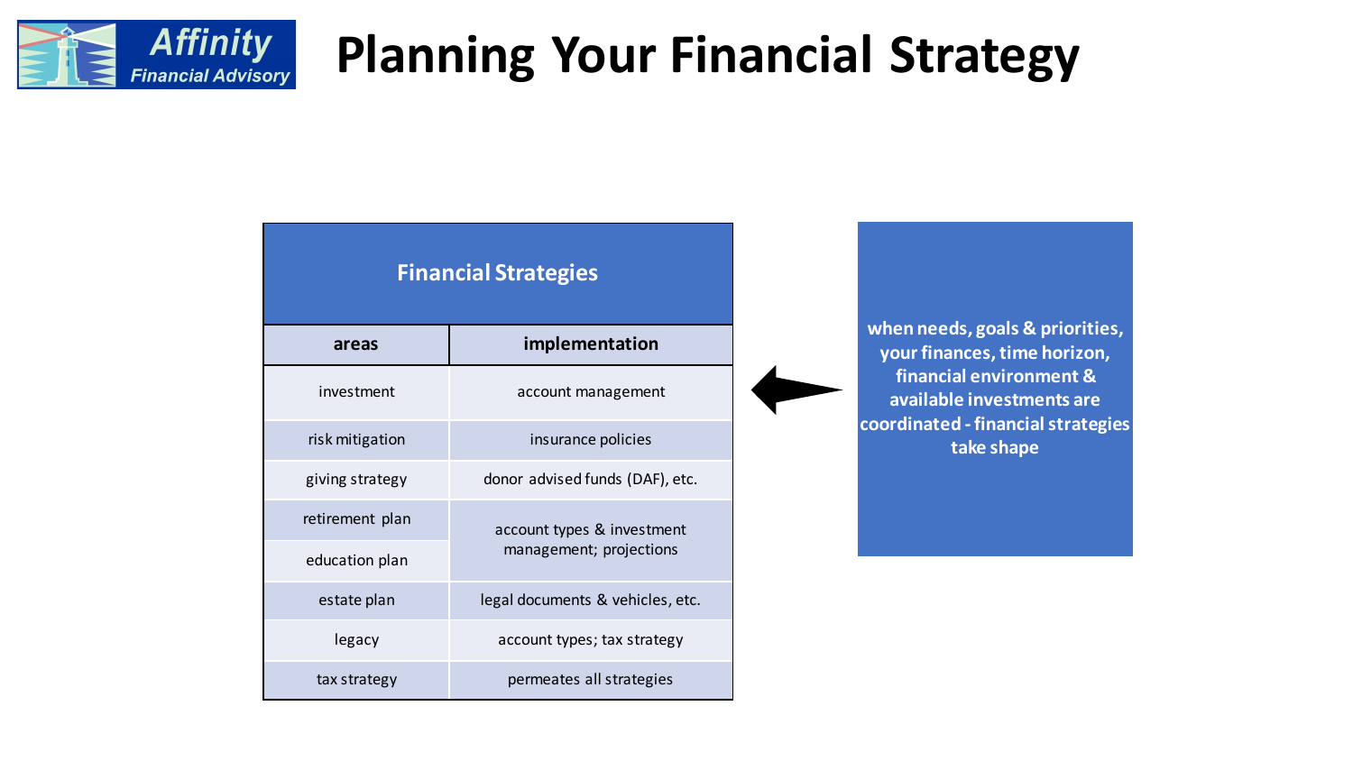Affinity Financial Advisory

# Planning Your Financial Strategy

| Financial Strategies | |
|---|---|
| **areas** | **implementation** |
| investment | account management |
| risk mitigation | insurance policies |
| giving strategy | donor advised funds (DAF), etc. |
| retirement plan | account types & investment management; projections |
| education plan | account types & investment management; projections |
| estate plan | legal documents & vehicles, etc. |
| legacy | account types; tax strategy |
| tax strategy | permeates all strategies |

**when needs, goals & priorities, your finances, time horizon, financial environment & available investments are coordinated - financial strategies take shape**